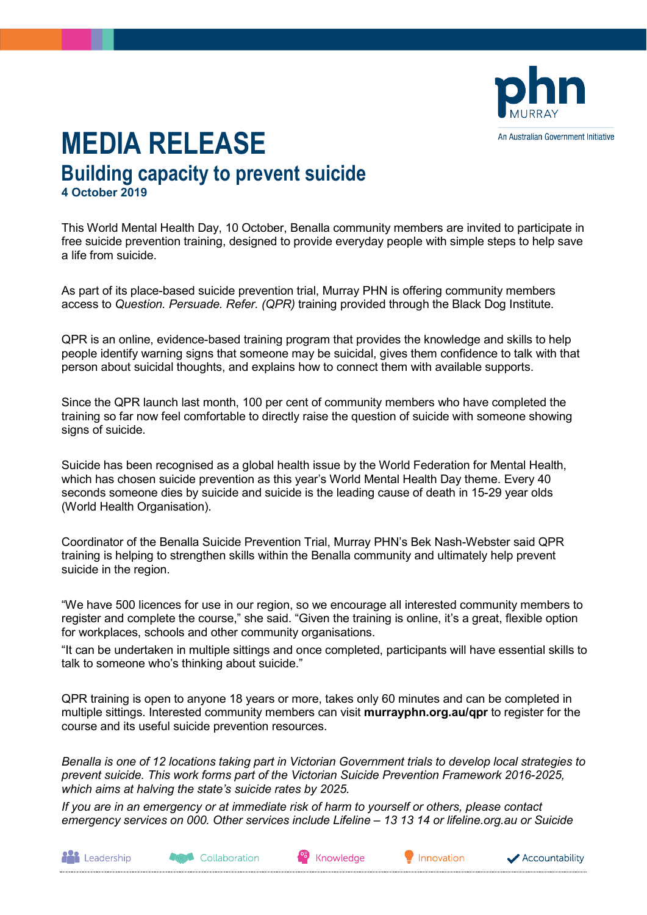# MEDIA RELEASE

## Building capacity to prevent suicide

**4 October 2019**

This World Mental Health Day, 10 October, Benalla community members are invited to participate in free suicide prevention training, designed to provide everyday people with simple steps to help save a life from suicide.

As part of its place-based suicide prevention trial, Murray PHN is offering community members access to *Question. Persuade. Refer. (QPR)* training provided through the Black Dog Institute.

QPR is an online, evidence-based training program that provides the knowledge and skills to help people identify warning signs that someone may be suicidal, gives them confidence to talk with that person about suicidal thoughts, and explains how to connect them with available supports.

Since the QPR launch last month, 100 per cent of community members who have completed the training so far now feel comfortable to directly raise the question of suicide with someone showing signs of suicide.

Suicide has been recognised as a global health issue by the World Federation for Mental Health, which has chosen suicide prevention as this year's World Mental Health Day theme. Every 40 seconds someone dies by suicide and suicide is the leading cause of death in 15-29 year olds (World Health Organisation).

Coordinator of the Benalla Suicide Prevention Trial, Murray PHN's Bek Nash-Webster said QPR training is helping to strengthen skills within the Benalla community and ultimately help prevent suicide in the region.

"We have 500 licences for use in our region, so we encourage all interested community members to register and complete the course," she said. "Given the training is online, it's a great, flexible option for workplaces, schools and other community organisations.

"It can be undertaken in multiple sittings and once completed, participants will have essential skills to talk to someone who's thinking about suicide."

QPR training is open to anyone 18 years or more, takes only 60 minutes and can be completed in multiple sittings. Interested community members can visit **murrayphn.org.au/qpr** to register for the course and its useful suicide prevention resources.

*Benalla is one of 12 locations taking part in Victorian Government trials to develop local strategies to prevent suicide. This work forms part of the Victorian Suicide Prevention Framework 2016-2025, which aims at halving the state's suicide rates by 2025.*

*If you are in an emergency or at immediate risk of harm to yourself or others, please contact emergency services on 000. Other services include Lifeline – 13 13 14 or lifeline.org.au or Suicide*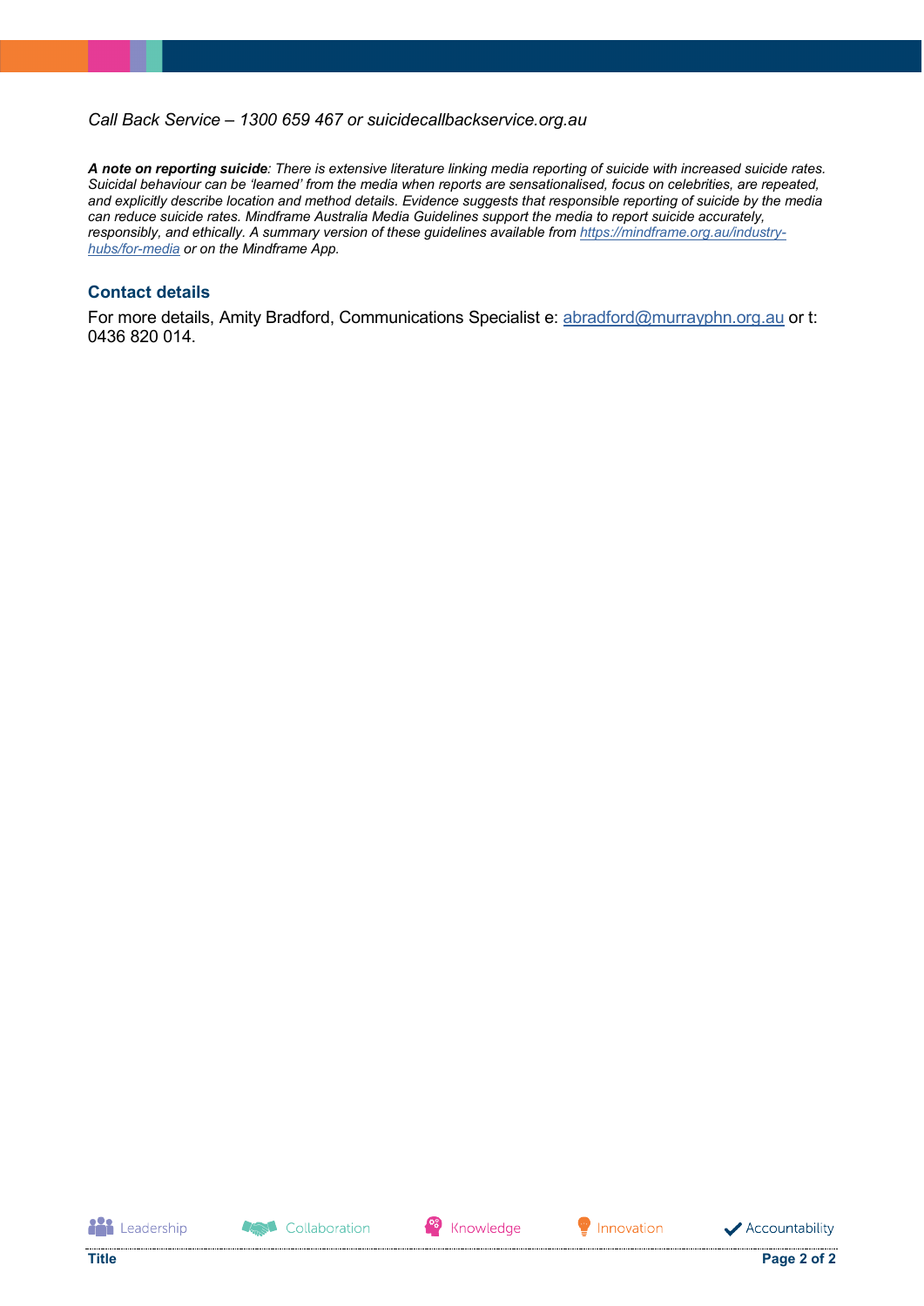*Call Back Service – 1300 659 467 or suicidecallbackservice.org.au*

***A note on reporting suicide**: There is extensive literature linking media reporting of suicide with increased suicide rates. Suicidal behaviour can be 'learned' from the media when reports are sensationalised, focus on celebrities, are repeated, and explicitly describe location and method details. Evidence suggests that responsible reporting of suicide by the media can reduce suicide rates. Mindframe Australia Media Guidelines support the media to report suicide accurately, responsibly, and ethically. A summary version of these guidelines available from [https://mindframe.org.au/industry-hubs/for-media](https://mindframe.org.au/industry-hubs/for-media) or on the Mindframe App.*

## Contact details

For more details, Amity Bradford, Communications Specialist e: [abradford@murrayphn.org.au](mailto:abradford@murrayphn.org.au) or t: 0436 820 014.

Leadership Collaboration Knowledge Innovation Accountability